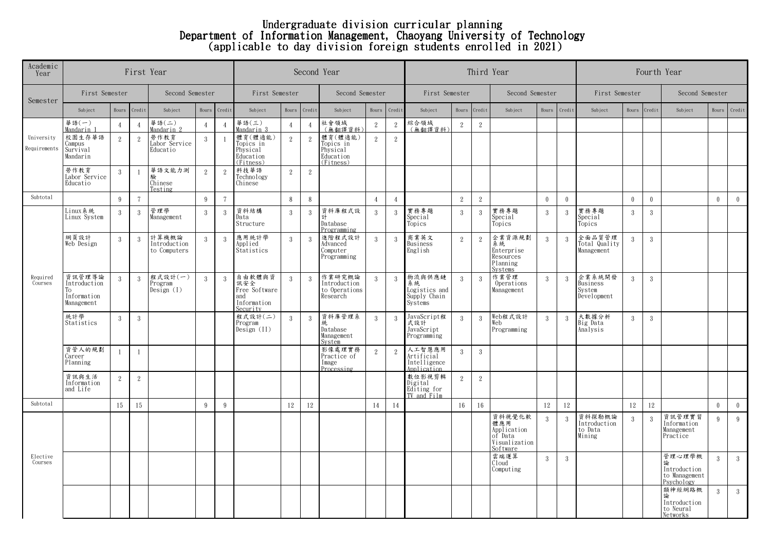# Undergraduate division curricular planning
# Department of Information Management, Chaoyang University of Technology
# (applicable to day division foreign students enrolled in 2021)

| Academic Year | First Year | | | | | | Second Year | | | | | | Third Year | | | | | | Fourth Year | | | | | |
|---|---|---|---|---|---|---|---|---|---|---|---|---|---|---|---|---|---|---|---|---|---|---|---|---|
| Semester | First Semester | | | Second Semester | | | First Semester | | | Second Semester | | | First Semester | | | Second Semester | | | First Semester | | | Second Semester | | |
| | Subject | Hours | Credit | Subject | Hours | Credit | Subject | Hours | Credit | Subject | Hours | Credit | Subject | Hours | Credit | Subject | Hours | Credit | Subject | Hours | Credit | Subject | Hours | Credit |
| University Requirements | 華語(一) Mandarin 1 | 4 | 4 | 華語(二) Mandarin 2 | 4 | 4 | 華語(三) Mandarin 3 | 4 | 4 | 社會領域 (無翻譯資料) | 2 | 2 | 綜合領域 (無翻譯資料) | 2 | 2 | | | | | | | | | |
| | 校園生存華語 Campus Survival Mandarin | 2 | 2 | 勞作教育 Labor Service Educatio | 3 | 1 | 體育(體適能) Topics in Physical Education (Fitness) | 2 | 2 | 體育(體適能) Topics in Physical Education (Fitness) | 2 | 2 | | | | | | | | | | | | |
| | 勞作教育 Labor Service Educatio | 3 | 1 | 華語文能力測驗 Chinese Testing | 2 | 2 | 科技華語 Technology Chinese | 2 | 2 | | | | | | | | | | | | | | | |
| Subtotal | | 9 | 7 | | 9 | 7 | | 8 | 8 | | 4 | 4 | | 2 | 2 | | 0 | 0 | | 0 | 0 | | 0 | 0 |
| Required Courses | Linux系統 Linux System | 3 | 3 | 管理學 Management | 3 | 3 | 資料結構 Data Structure | 3 | 3 | 資料庫程式設計 Database Programming | 3 | 3 | 實務專題 Special Topics | 3 | 3 | 實務專題 Special Topics | 3 | 3 | 實務專題 Special Topics | 3 | 3 | | | |
| | 網頁設計 Web Design | 3 | 3 | 計算機概論 Introduction to Computers | 3 | 3 | 應用統計學 Applied Statistics | 3 | 3 | 進階程式設計 Advanced Computer Programming | 3 | 3 | 商業英文 Business English | 2 | 2 | 企業資源規劃系統 Enterprise Resources Planning Systems | 3 | 3 | 全面品質管理 Total Quality Management | 3 | 3 | | | |
| | 資訊管理導論 Introduction To Information Management | 3 | 3 | 程式設計(一) Program Design (I) | 3 | 3 | 自由軟體與資訊安全 Free Software and Information Security | 3 | 3 | 作業研究概論 Introduction to Operations Research | 3 | 3 | 物流與供應鏈系統 Logistics and Supply Chain Systems | 3 | 3 | 作業管理 Operations Management | 3 | 3 | 企業系統開發 Business System Development | 3 | 3 | | | |
| | 統計學 Statistics | 3 | 3 | | | | 程式設計(二) Program Design (II) | 3 | 3 | 資料庫管理系統 Database Management System | 3 | 3 | JavaScript程式設計 JavaScript Programming | 3 | 3 | Web程式設計 Web Programming | 3 | 3 | 大數據分析 Big Data Analysis | 3 | 3 | | | |
| | 資管人的規劃 Career Planning | 1 | 1 | | | | | | | 影像處理實務 Practice of Image Processing | 2 | 2 | 人工智慧應用 Artificial Intelligence Application | 3 | 3 | | | | | | | | | |
| | 資訊與生活 Information and Life | 2 | 2 | | | | | | | | | | 數位影視剪輯 Digital Editing for TV and Film | 2 | 2 | | | | | | | | | |
| Subtotal | | 15 | 15 | | 9 | 9 | | 12 | 12 | | 14 | 14 | | 16 | 16 | | 12 | 12 | | 12 | 12 | | 0 | 0 |
| Elective Courses | | | | | | | | | | | | | | | | 資料視覺化軟體應用 Application of Data Visualization Software | 3 | 3 | 資料探勘概論 Introduction to Data Mining | 3 | 3 | 資訊管理實習 Information Management Practice | 9 | 9 |
| | | | | | | | | | | | | | | | | 雲端運算 Cloud Computing | 3 | 3 | | | | 管理心理學概論 Introduction to Management Psychology | 3 | 3 |
| | | | | | | | | | | | | | | | | | | | | | | 類神經網路概論 Introduction to Neural Networks | 3 | 3 |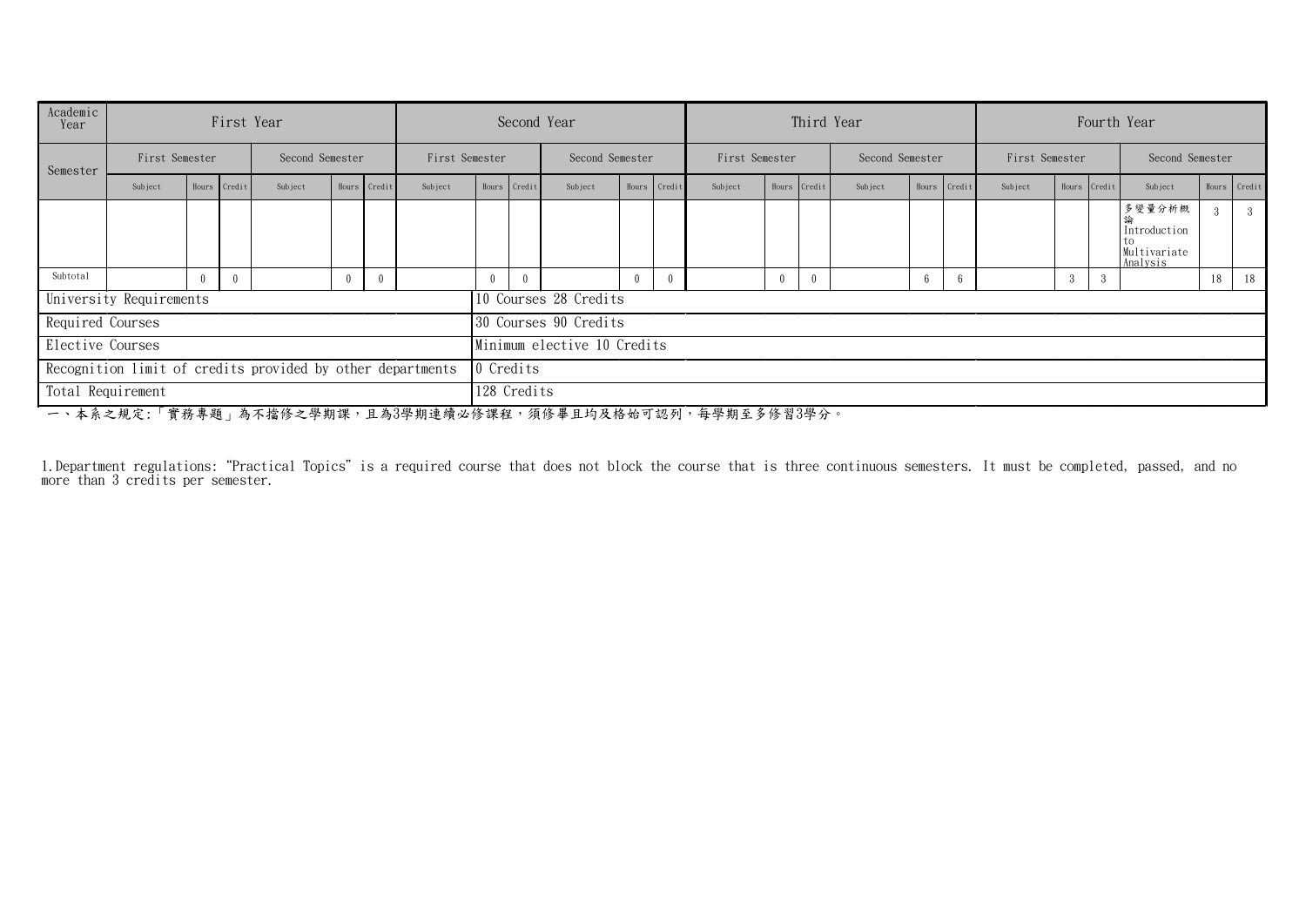| Academic Year | First Year | | | | | | Second Year | | | | | | Third Year | | | | | | Fourth Year | | | | | |
|---|---|---|---|---|---|---|---|---|---|---|---|---|---|---|---|---|---|---|---|---|---|---|---|---|
| Semester | First Semester | | | Second Semester | | | First Semester | | | Second Semester | | | First Semester | | | Second Semester | | | First Semester | | | Second Semester | | |
| | Subject | Hours | Credit | Subject | Hours | Credit | Subject | Hours | Credit | Subject | Hours | Credit | Subject | Hours | Credit | Subject | Hours | Credit | Subject | Hours | Credit | Subject | Hours | Credit |
| | | | | | | | | | | | | | | | | | | | | | | 多變量分析概論 Introduction to Multivariate Analysis | 3 | 3 |
| Subtotal | | 0 | 0 | | 0 | 0 | | 0 | 0 | | 0 | 0 | | 0 | 0 | | 6 | 6 | | 3 | 3 | | 18 | 18 |

| | |
|---|---|
| University Requirements | 10 Courses 28 Credits |
| Required Courses | 30 Courses 90 Credits |
| Elective Courses | Minimum elective 10 Credits |
| Recognition limit of credits provided by other departments | 0 Credits |
| Total Requirement | 128 Credits |

一、本系之規定:「實務專題」為不擋修之學期課，且為3學期連續必修課程，須修畢且均及格始可認列，每學期至多修習3學分。

1.Department regulations: "Practical Topics" is a required course that does not block the course that is three continuous semesters. It must be completed, passed, and no more than 3 credits per semester.